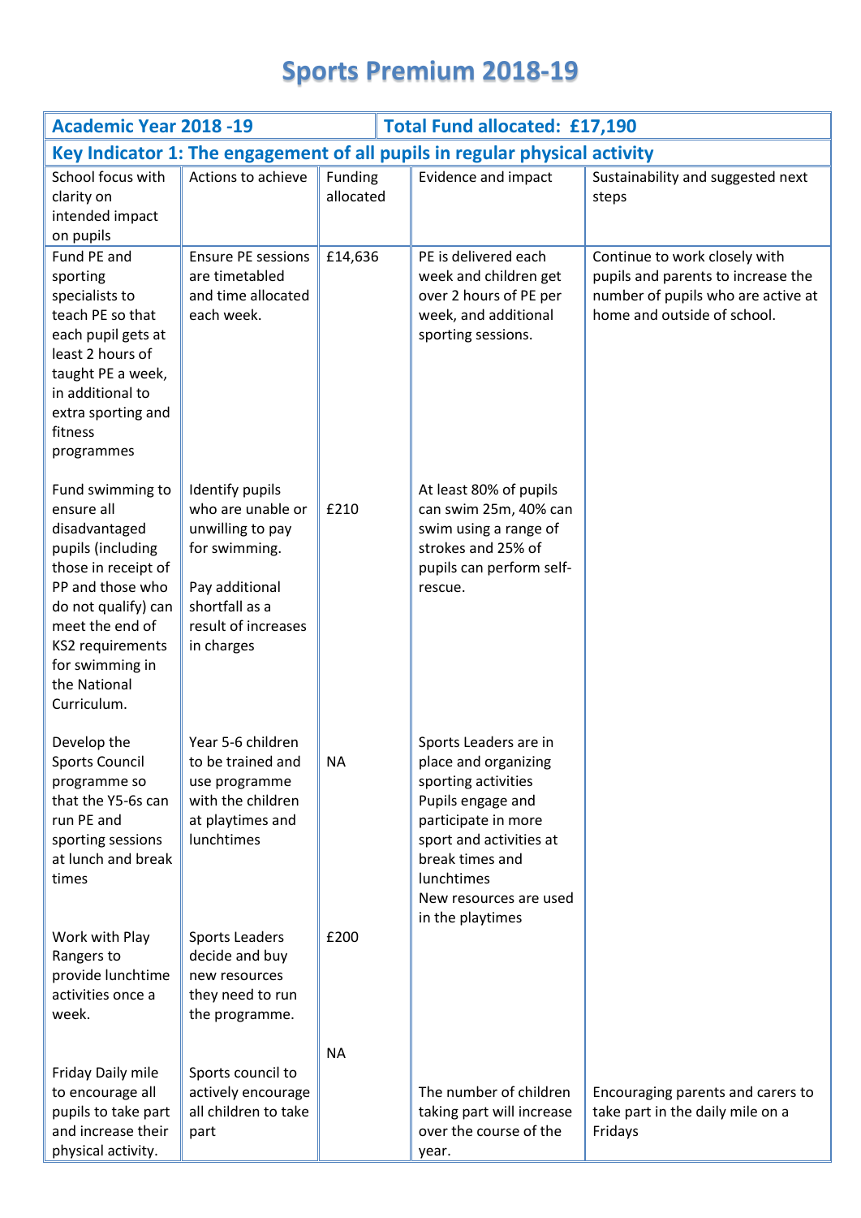# Sports Premium 2018-19

| Academic Year 2018 -19 | | | Total Fund allocated: £17,190 | |
|---|---|---|---|---|
| **Key Indicator 1: The engagement of all pupils in regular physical activity** | | | | |
| School focus with clarity on intended impact on pupils | Actions to achieve | Funding allocated | Evidence and impact | Sustainability and suggested next steps |
| Fund PE and sporting specialists to teach PE so that each pupil gets at least 2 hours of taught PE a week, in additional to extra sporting and fitness programmes | Ensure PE sessions are timetabled and time allocated each week. | £14,636 | PE is delivered each week and children get over 2 hours of PE per week, and additional sporting sessions. | Continue to work closely with pupils and parents to increase the number of pupils who are active at home and outside of school. |
| Fund swimming to ensure all disadvantaged pupils (including those in receipt of PP and those who do not qualify) can meet the end of KS2 requirements for swimming in the National Curriculum. | Identify pupils who are unable or unwilling to pay for swimming.<br><br>Pay additional shortfall as a result of increases in charges | £210 | At least 80% of pupils can swim 25m, 40% can swim using a range of strokes and 25% of pupils can perform self-rescue. | |
| Develop the Sports Council programme so that the Y5-6s can run PE and sporting sessions at lunch and break times | Year 5-6 children to be trained and use programme with the children at playtimes and lunchtimes | NA | Sports Leaders are in place and organizing sporting activities<br>Pupils engage and participate in more sport and activities at break times and lunchtimes<br>New resources are used in the playtimes | |
| Work with Play Rangers to provide lunchtime activities once a week. | Sports Leaders decide and buy new resources they need to run the programme. | £200 | | |
| Friday Daily mile to encourage all pupils to take part and increase their physical activity. | Sports council to actively encourage all children to take part | NA | The number of children taking part will increase over the course of the year. | Encouraging parents and carers to take part in the daily mile on a Fridays |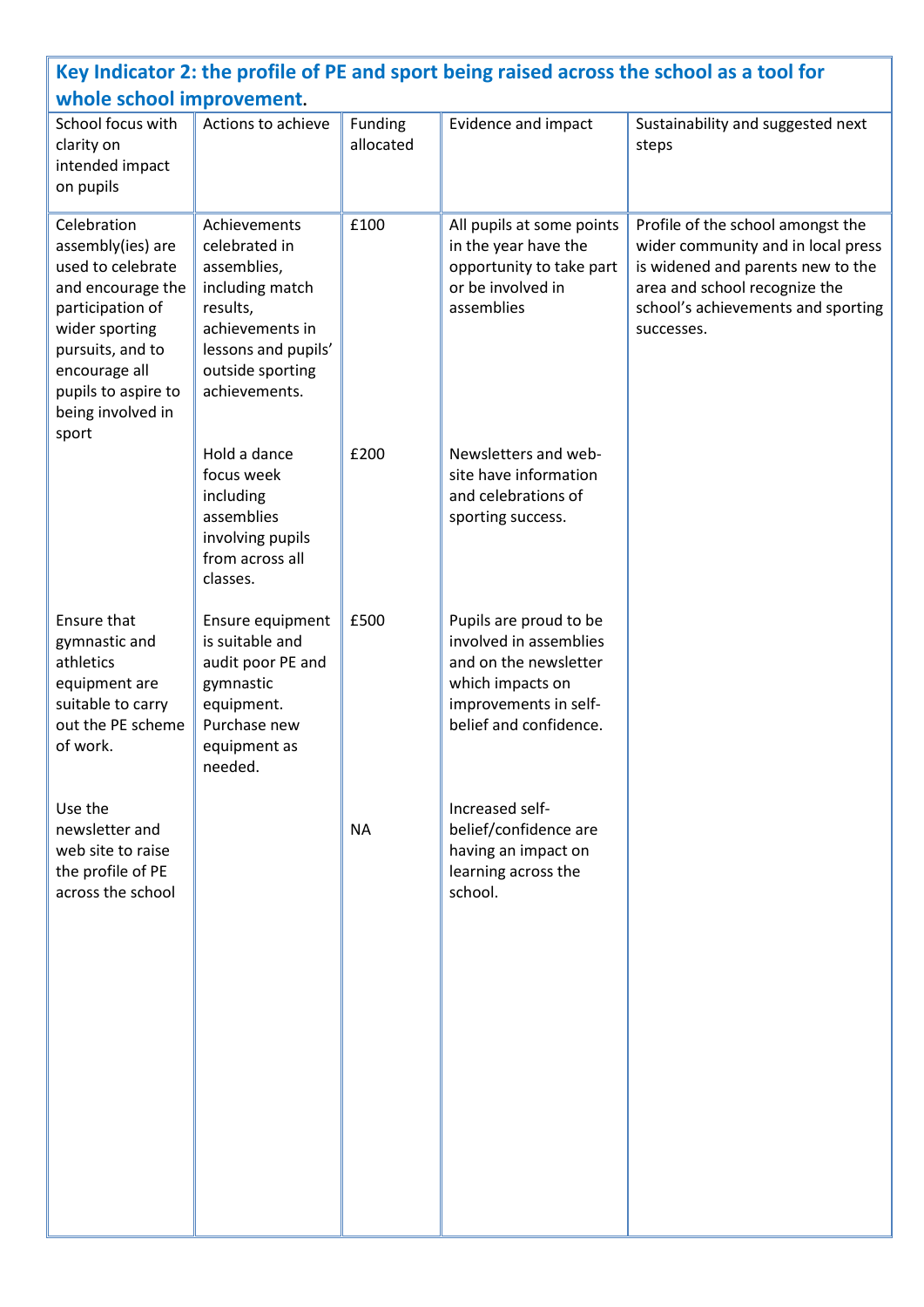| **Key Indicator 2: the profile of PE and sport being raised across the school as a tool for whole school improvement.** | | | | |
|---|---|---|---|---|
| School focus with clarity on intended impact on pupils | Actions to achieve | Funding allocated | Evidence and impact | Sustainability and suggested next steps |
| Celebration assembly(ies) are used to celebrate and encourage the participation of wider sporting pursuits, and to encourage all pupils to aspire to being involved in sport | Achievements celebrated in assemblies, including match results, achievements in lessons and pupils' outside sporting achievements. | £100 | All pupils at some points in the year have the opportunity to take part or be involved in assemblies | Profile of the school amongst the wider community and in local press is widened and parents new to the area and school recognize the school's achievements and sporting successes. |
| | Hold a dance focus week including assemblies involving pupils from across all classes. | £200 | Newsletters and web-site have information and celebrations of sporting success. | |
| Ensure that gymnastic and athletics equipment are suitable to carry out the PE scheme of work. | Ensure equipment is suitable and audit poor PE and gymnastic equipment. Purchase new equipment as needed. | £500 | Pupils are proud to be involved in assemblies and on the newsletter which impacts on improvements in self-belief and confidence. | |
| Use the newsletter and web site to raise the profile of PE across the school | | NA | Increased self-belief/confidence are having an impact on learning across the school. | |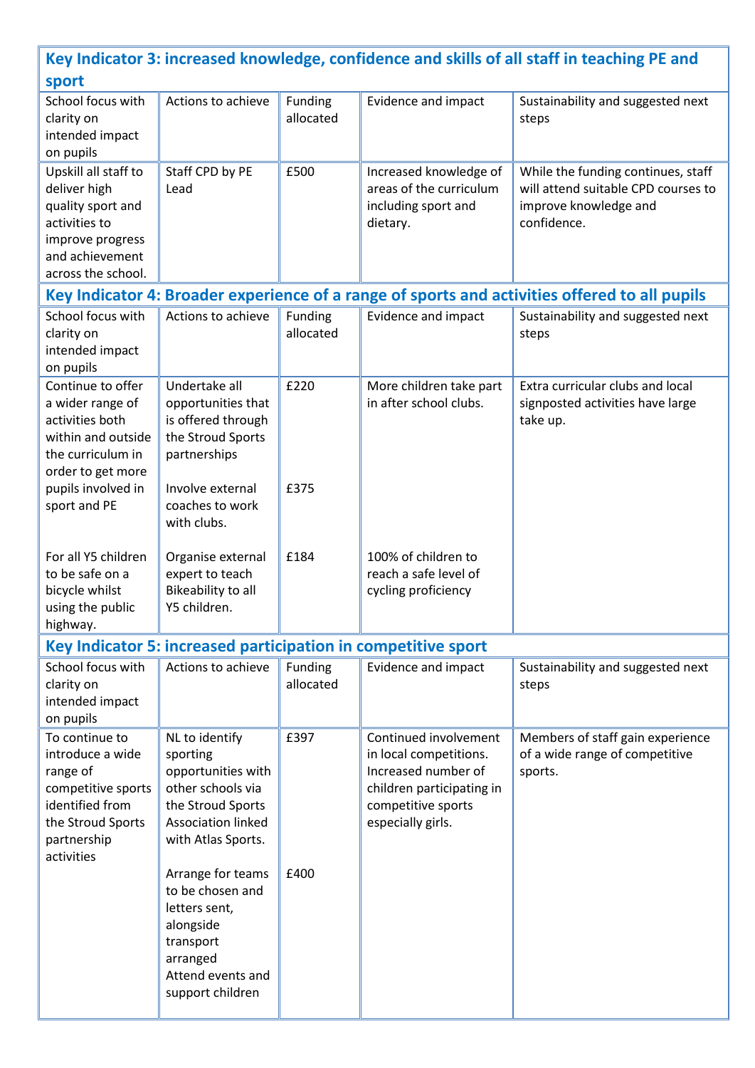## Key Indicator 3: increased knowledge, confidence and skills of all staff in teaching PE and sport

| School focus with clarity on intended impact on pupils | Actions to achieve | Funding allocated | Evidence and impact | Sustainability and suggested next steps |
|---|---|---|---|---|
| Upskill all staff to deliver high quality sport and activities to improve progress and achievement across the school. | Staff CPD by PE Lead | £500 | Increased knowledge of areas of the curriculum including sport and dietary. | While the funding continues, staff will attend suitable CPD courses to improve knowledge and confidence. |

## Key Indicator 4: Broader experience of a range of sports and activities offered to all pupils

| School focus with clarity on intended impact on pupils | Actions to achieve | Funding allocated | Evidence and impact | Sustainability and suggested next steps |
|---|---|---|---|---|
| Continue to offer a wider range of activities both within and outside the curriculum in order to get more pupils involved in sport and PE | Undertake all opportunities that is offered through the Stroud Sports partnerships<br><br>Involve external coaches to work with clubs. | £220<br><br>£375 | More children take part in after school clubs. | Extra curricular clubs and local signposted activities have large take up. |
| For all Y5 children to be safe on a bicycle whilst using the public highway. | Organise external expert to teach Bikeability to all Y5 children. | £184 | 100% of children to reach a safe level of cycling proficiency | |

## Key Indicator 5: increased participation in competitive sport

| School focus with clarity on intended impact on pupils | Actions to achieve | Funding allocated | Evidence and impact | Sustainability and suggested next steps |
|---|---|---|---|---|
| To continue to introduce a wide range of competitive sports identified from the Stroud Sports partnership activities | NL to identify sporting opportunities with other schools via the Stroud Sports Association linked with Atlas Sports.<br><br>Arrange for teams to be chosen and letters sent, alongside transport arranged<br>Attend events and support children | £397<br><br>£400 | Continued involvement in local competitions. Increased number of children participating in competitive sports especially girls. | Members of staff gain experience of a wide range of competitive sports. |